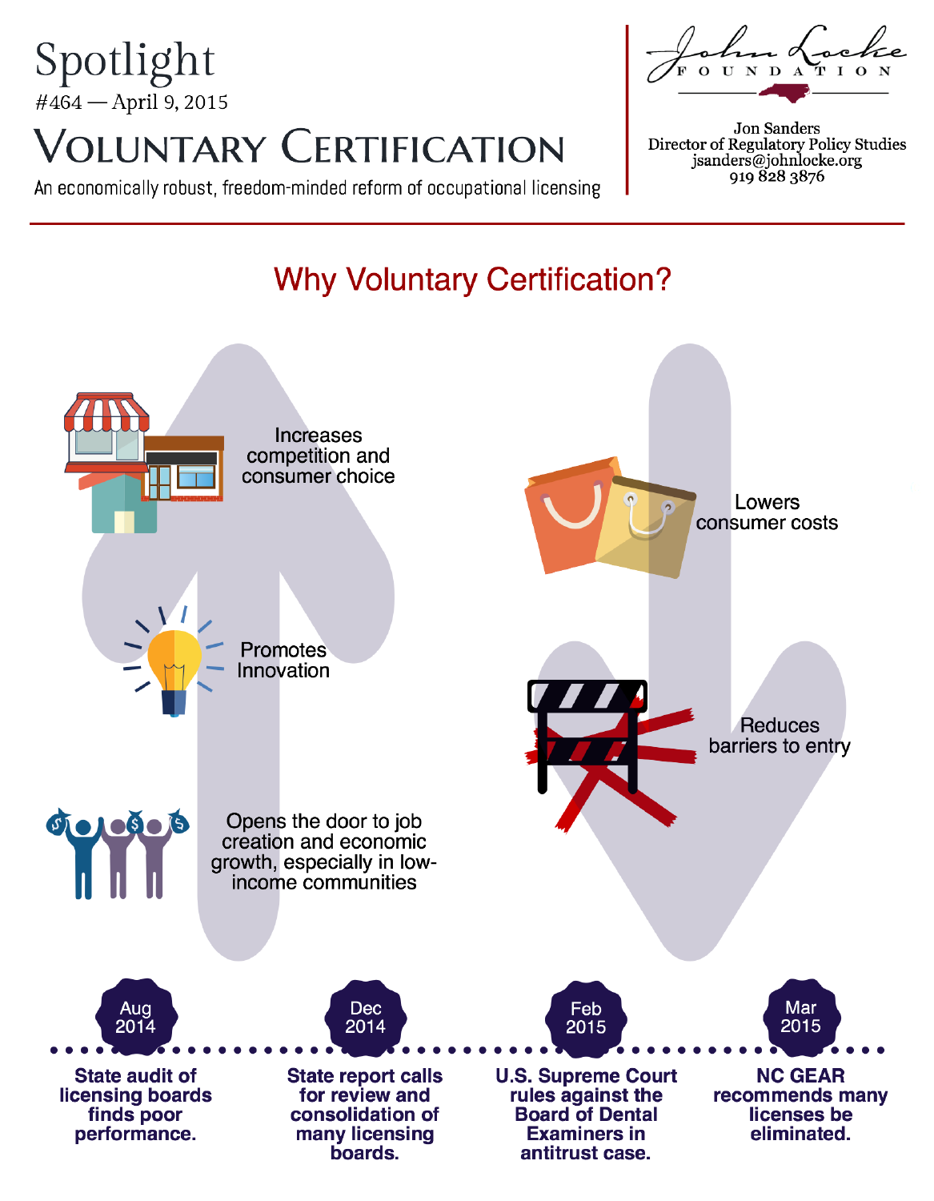# Spotlight

#464 — April 9, 2015

# Voluntary Certification

An economically robust, freedom-minded reform of occupational licensing

John Locke Foundation

Jon Sanders
Director of Regulatory Policy Studies
jsanders@johnlocke.org
919 828 3876

## Why Voluntary Certification?

- Increases competition and consumer choice
- Promotes Innovation
- Opens the door to job creation and economic growth, especially in low-income communities
- Lowers consumer costs
- Reduces barriers to entry

**Aug 2014** — State audit of licensing boards finds poor performance.

**Dec 2014** — State report calls for review and consolidation of many licensing boards.

**Feb 2015** — U.S. Supreme Court rules against the Board of Dental Examiners in antitrust case.

**Mar 2015** — NC GEAR recommends many licenses be eliminated.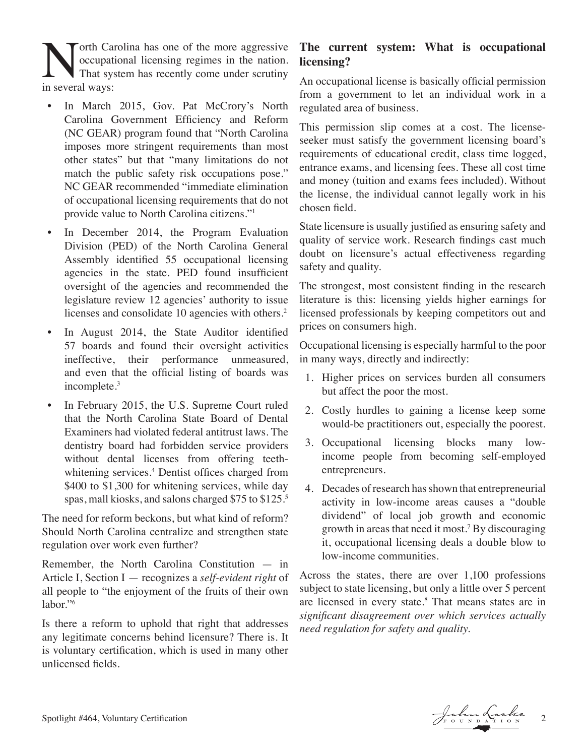North Carolina has one of the more aggressive occupational licensing regimes in the nation. That system has recently come under scrutiny in several ways:

- In March 2015, Gov. Pat McCrory's North Carolina Government Efficiency and Reform (NC GEAR) program found that "North Carolina imposes more stringent requirements than most other states" but that "many limitations do not match the public safety risk occupations pose." NC GEAR recommended "immediate elimination of occupational licensing requirements that do not provide value to North Carolina citizens."[1]
- In December 2014, the Program Evaluation Division (PED) of the North Carolina General Assembly identified 55 occupational licensing agencies in the state. PED found insufficient oversight of the agencies and recommended the legislature review 12 agencies' authority to issue licenses and consolidate 10 agencies with others.[2]
- In August 2014, the State Auditor identified 57 boards and found their oversight activities ineffective, their performance unmeasured, and even that the official listing of boards was incomplete.[3]
- In February 2015, the U.S. Supreme Court ruled that the North Carolina State Board of Dental Examiners had violated federal antitrust laws. The dentistry board had forbidden service providers without dental licenses from offering teeth-whitening services.[4] Dentist offices charged from $400 to $1,300 for whitening services, while day spas, mall kiosks, and salons charged $75 to $125.[5]

The need for reform beckons, but what kind of reform? Should North Carolina centralize and strengthen state regulation over work even further?

Remember, the North Carolina Constitution — in Article I, Section I — recognizes a *self-evident right* of all people to "the enjoyment of the fruits of their own labor."[6]

Is there a reform to uphold that right that addresses any legitimate concerns behind licensure? There is. It is voluntary certification, which is used in many other unlicensed fields.

## The current system: What is occupational licensing?

An occupational license is basically official permission from a government to let an individual work in a regulated area of business.

This permission slip comes at a cost. The license-seeker must satisfy the government licensing board's requirements of educational credit, class time logged, entrance exams, and licensing fees. These all cost time and money (tuition and exams fees included). Without the license, the individual cannot legally work in his chosen field.

State licensure is usually justified as ensuring safety and quality of service work. Research findings cast much doubt on licensure's actual effectiveness regarding safety and quality.

The strongest, most consistent finding in the research literature is this: licensing yields higher earnings for licensed professionals by keeping competitors out and prices on consumers high.

Occupational licensing is especially harmful to the poor in many ways, directly and indirectly:

1. Higher prices on services burden all consumers but affect the poor the most.
2. Costly hurdles to gaining a license keep some would-be practitioners out, especially the poorest.
3. Occupational licensing blocks many low-income people from becoming self-employed entrepreneurs.
4. Decades of research has shown that entrepreneurial activity in low-income areas causes a "double dividend" of local job growth and economic growth in areas that need it most.[7] By discouraging it, occupational licensing deals a double blow to low-income communities.

Across the states, there are over 1,100 professions subject to state licensing, but only a little over 5 percent are licensed in every state.[8] That means states are in *significant disagreement over which services actually need regulation for safety and quality.*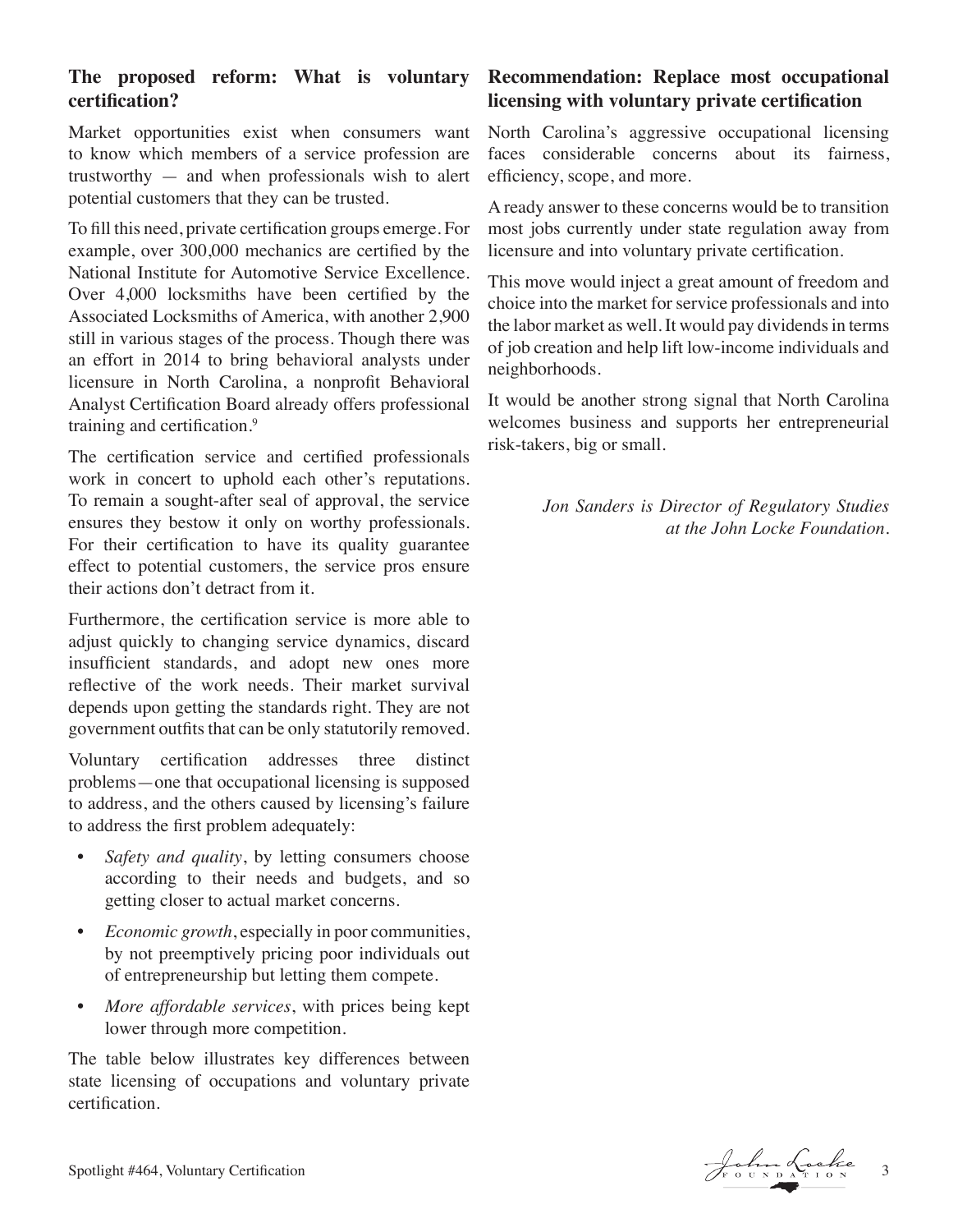## The proposed reform: What is voluntary certification?

Market opportunities exist when consumers want to know which members of a service profession are trustworthy — and when professionals wish to alert potential customers that they can be trusted.

To fill this need, private certification groups emerge. For example, over 300,000 mechanics are certified by the National Institute for Automotive Service Excellence. Over 4,000 locksmiths have been certified by the Associated Locksmiths of America, with another 2,900 still in various stages of the process. Though there was an effort in 2014 to bring behavioral analysts under licensure in North Carolina, a nonprofit Behavioral Analyst Certification Board already offers professional training and certification.[9]

The certification service and certified professionals work in concert to uphold each other's reputations. To remain a sought-after seal of approval, the service ensures they bestow it only on worthy professionals. For their certification to have its quality guarantee effect to potential customers, the service pros ensure their actions don't detract from it.

Furthermore, the certification service is more able to adjust quickly to changing service dynamics, discard insufficient standards, and adopt new ones more reflective of the work needs. Their market survival depends upon getting the standards right. They are not government outfits that can be only statutorily removed.

Voluntary certification addresses three distinct problems—one that occupational licensing is supposed to address, and the others caused by licensing's failure to address the first problem adequately:

- *Safety and quality*, by letting consumers choose according to their needs and budgets, and so getting closer to actual market concerns.
- *Economic growth*, especially in poor communities, by not preemptively pricing poor individuals out of entrepreneurship but letting them compete.
- *More affordable services*, with prices being kept lower through more competition.

The table below illustrates key differences between state licensing of occupations and voluntary private certification.

## Recommendation: Replace most occupational licensing with voluntary private certification

North Carolina's aggressive occupational licensing faces considerable concerns about its fairness, efficiency, scope, and more.

A ready answer to these concerns would be to transition most jobs currently under state regulation away from licensure and into voluntary private certification.

This move would inject a great amount of freedom and choice into the market for service professionals and into the labor market as well. It would pay dividends in terms of job creation and help lift low-income individuals and neighborhoods.

It would be another strong signal that North Carolina welcomes business and supports her entrepreneurial risk-takers, big or small.

*Jon Sanders is Director of Regulatory Studies at the John Locke Foundation.*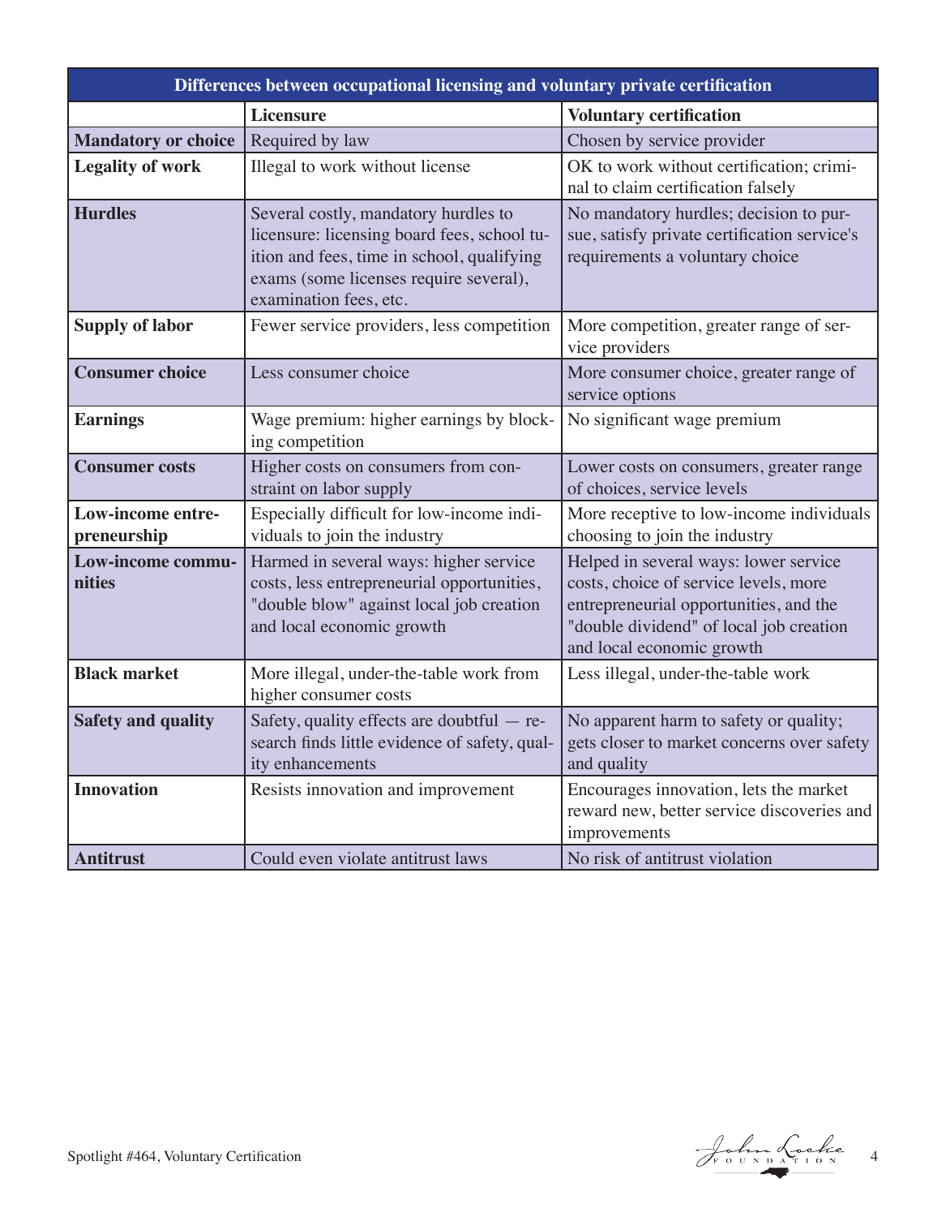| Differences between occupational licensing and voluntary private certification | | |
|---|---|---|
| | **Licensure** | **Voluntary certification** |
| **Mandatory or choice** | Required by law | Chosen by service provider |
| **Legality of work** | Illegal to work without license | OK to work without certification; criminal to claim certification falsely |
| **Hurdles** | Several costly, mandatory hurdles to licensure: licensing board fees, school tuition and fees, time in school, qualifying exams (some licenses require several), examination fees, etc. | No mandatory hurdles; decision to pursue, satisfy private certification service's requirements a voluntary choice |
| **Supply of labor** | Fewer service providers, less competition | More competition, greater range of service providers |
| **Consumer choice** | Less consumer choice | More consumer choice, greater range of service options |
| **Earnings** | Wage premium: higher earnings by blocking competition | No significant wage premium |
| **Consumer costs** | Higher costs on consumers from constraint on labor supply | Lower costs on consumers, greater range of choices, service levels |
| **Low-income entrepreneurship** | Especially difficult for low-income individuals to join the industry | More receptive to low-income individuals choosing to join the industry |
| **Low-income communities** | Harmed in several ways: higher service costs, less entrepreneurial opportunities, "double blow" against local job creation and local economic growth | Helped in several ways: lower service costs, choice of service levels, more entrepreneurial opportunities, and the "double dividend" of local job creation and local economic growth |
| **Black market** | More illegal, under-the-table work from higher consumer costs | Less illegal, under-the-table work |
| **Safety and quality** | Safety, quality effects are doubtful — research finds little evidence of safety, quality enhancements | No apparent harm to safety or quality; gets closer to market concerns over safety and quality |
| **Innovation** | Resists innovation and improvement | Encourages innovation, lets the market reward new, better service discoveries and improvements |
| **Antitrust** | Could even violate antitrust laws | No risk of antitrust violation |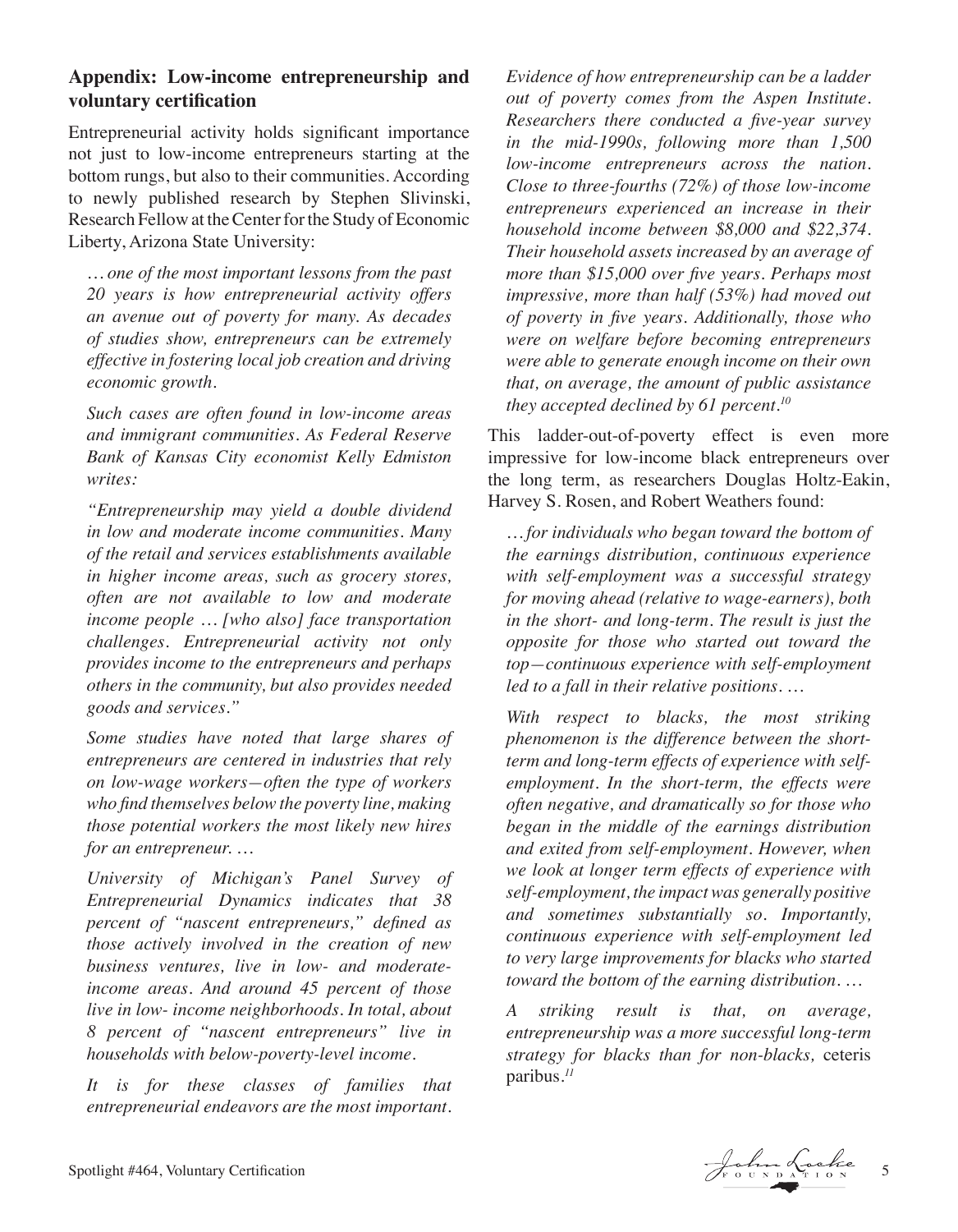## Appendix: Low-income entrepreneurship and voluntary certification

Entrepreneurial activity holds significant importance not just to low-income entrepreneurs starting at the bottom rungs, but also to their communities. According to newly published research by Stephen Slivinski, Research Fellow at the Center for the Study of Economic Liberty, Arizona State University:

> *… one of the most important lessons from the past 20 years is how entrepreneurial activity offers an avenue out of poverty for many. As decades of studies show, entrepreneurs can be extremely effective in fostering local job creation and driving economic growth.*
>
> *Such cases are often found in low-income areas and immigrant communities. As Federal Reserve Bank of Kansas City economist Kelly Edmiston writes:*
>
> *"Entrepreneurship may yield a double dividend in low and moderate income communities. Many of the retail and services establishments available in higher income areas, such as grocery stores, often are not available to low and moderate income people … [who also] face transportation challenges. Entrepreneurial activity not only provides income to the entrepreneurs and perhaps others in the community, but also provides needed goods and services."*
>
> *Some studies have noted that large shares of entrepreneurs are centered in industries that rely on low-wage workers—often the type of workers who find themselves below the poverty line, making those potential workers the most likely new hires for an entrepreneur. …*
>
> *University of Michigan's Panel Survey of Entrepreneurial Dynamics indicates that 38 percent of "nascent entrepreneurs," defined as those actively involved in the creation of new business ventures, live in low- and moderate-income areas. And around 45 percent of those live in low- income neighborhoods. In total, about 8 percent of "nascent entrepreneurs" live in households with below-poverty-level income.*
>
> *It is for these classes of families that entrepreneurial endeavors are the most important. Evidence of how entrepreneurship can be a ladder out of poverty comes from the Aspen Institute. Researchers there conducted a five-year survey in the mid-1990s, following more than 1,500 low-income entrepreneurs across the nation. Close to three-fourths (72%) of those low-income entrepreneurs experienced an increase in their household income between \$8,000 and \$22,374. Their household assets increased by an average of more than \$15,000 over five years. Perhaps most impressive, more than half (53%) had moved out of poverty in five years. Additionally, those who were on welfare before becoming entrepreneurs were able to generate enough income on their own that, on average, the amount of public assistance they accepted declined by 61 percent.*[10]

This ladder-out-of-poverty effect is even more impressive for low-income black entrepreneurs over the long term, as researchers Douglas Holtz-Eakin, Harvey S. Rosen, and Robert Weathers found:

> *… for individuals who began toward the bottom of the earnings distribution, continuous experience with self-employment was a successful strategy for moving ahead (relative to wage-earners), both in the short- and long-term. The result is just the opposite for those who started out toward the top—continuous experience with self-employment led to a fall in their relative positions. …*
>
> *With respect to blacks, the most striking phenomenon is the difference between the short-term and long-term effects of experience with self-employment. In the short-term, the effects were often negative, and dramatically so for those who began in the middle of the earnings distribution and exited from self-employment. However, when we look at longer term effects of experience with self-employment, the impact was generally positive and sometimes substantially so. Importantly, continuous experience with self-employment led to very large improvements for blacks who started toward the bottom of the earning distribution. …*
>
> *A striking result is that, on average, entrepreneurship was a more successful long-term strategy for blacks than for non-blacks,* ceteris paribus.[11]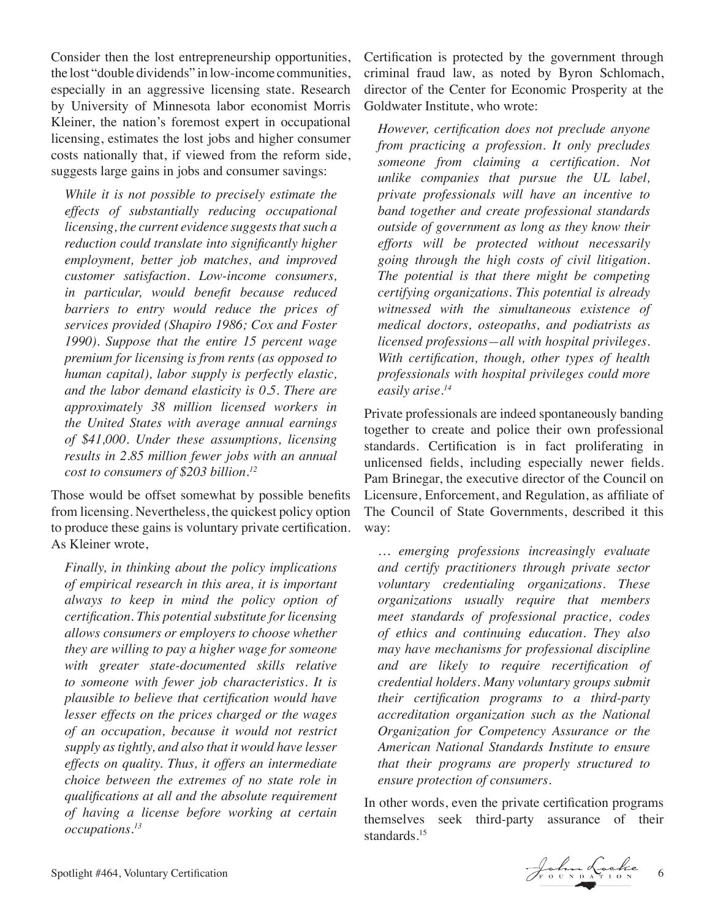Consider then the lost entrepreneurship opportunities, the lost "double dividends" in low-income communities, especially in an aggressive licensing state. Research by University of Minnesota labor economist Morris Kleiner, the nation's foremost expert in occupational licensing, estimates the lost jobs and higher consumer costs nationally that, if viewed from the reform side, suggests large gains in jobs and consumer savings:

> *While it is not possible to precisely estimate the effects of substantially reducing occupational licensing, the current evidence suggests that such a reduction could translate into significantly higher employment, better job matches, and improved customer satisfaction. Low-income consumers, in particular, would benefit because reduced barriers to entry would reduce the prices of services provided (Shapiro 1986; Cox and Foster 1990). Suppose that the entire 15 percent wage premium for licensing is from rents (as opposed to human capital), labor supply is perfectly elastic, and the labor demand elasticity is 0.5. There are approximately 38 million licensed workers in the United States with average annual earnings of $41,000. Under these assumptions, licensing results in 2.85 million fewer jobs with an annual cost to consumers of $203 billion.*[12]

Those would be offset somewhat by possible benefits from licensing. Nevertheless, the quickest policy option to produce these gains is voluntary private certification. As Kleiner wrote,

> *Finally, in thinking about the policy implications of empirical research in this area, it is important always to keep in mind the policy option of certification. This potential substitute for licensing allows consumers or employers to choose whether they are willing to pay a higher wage for someone with greater state-documented skills relative to someone with fewer job characteristics. It is plausible to believe that certification would have lesser effects on the prices charged or the wages of an occupation, because it would not restrict supply as tightly, and also that it would have lesser effects on quality. Thus, it offers an intermediate choice between the extremes of no state role in qualifications at all and the absolute requirement of having a license before working at certain occupations.*[13]

Certification is protected by the government through criminal fraud law, as noted by Byron Schlomach, director of the Center for Economic Prosperity at the Goldwater Institute, who wrote:

> *However, certification does not preclude anyone from practicing a profession. It only precludes someone from claiming a certification. Not unlike companies that pursue the UL label, private professionals will have an incentive to band together and create professional standards outside of government as long as they know their efforts will be protected without necessarily going through the high costs of civil litigation. The potential is that there might be competing certifying organizations. This potential is already witnessed with the simultaneous existence of medical doctors, osteopaths, and podiatrists as licensed professions—all with hospital privileges. With certification, though, other types of health professionals with hospital privileges could more easily arise.*[14]

Private professionals are indeed spontaneously banding together to create and police their own professional standards. Certification is in fact proliferating in unlicensed fields, including especially newer fields. Pam Brinegar, the executive director of the Council on Licensure, Enforcement, and Regulation, as affiliate of The Council of State Governments, described it this way:

> *… emerging professions increasingly evaluate and certify practitioners through private sector voluntary credentialing organizations. These organizations usually require that members meet standards of professional practice, codes of ethics and continuing education. They also may have mechanisms for professional discipline and are likely to require recertification of credential holders. Many voluntary groups submit their certification programs to a third-party accreditation organization such as the National Organization for Competency Assurance or the American National Standards Institute to ensure that their programs are properly structured to ensure protection of consumers.*

In other words, even the private certification programs themselves seek third-party assurance of their standards.[15]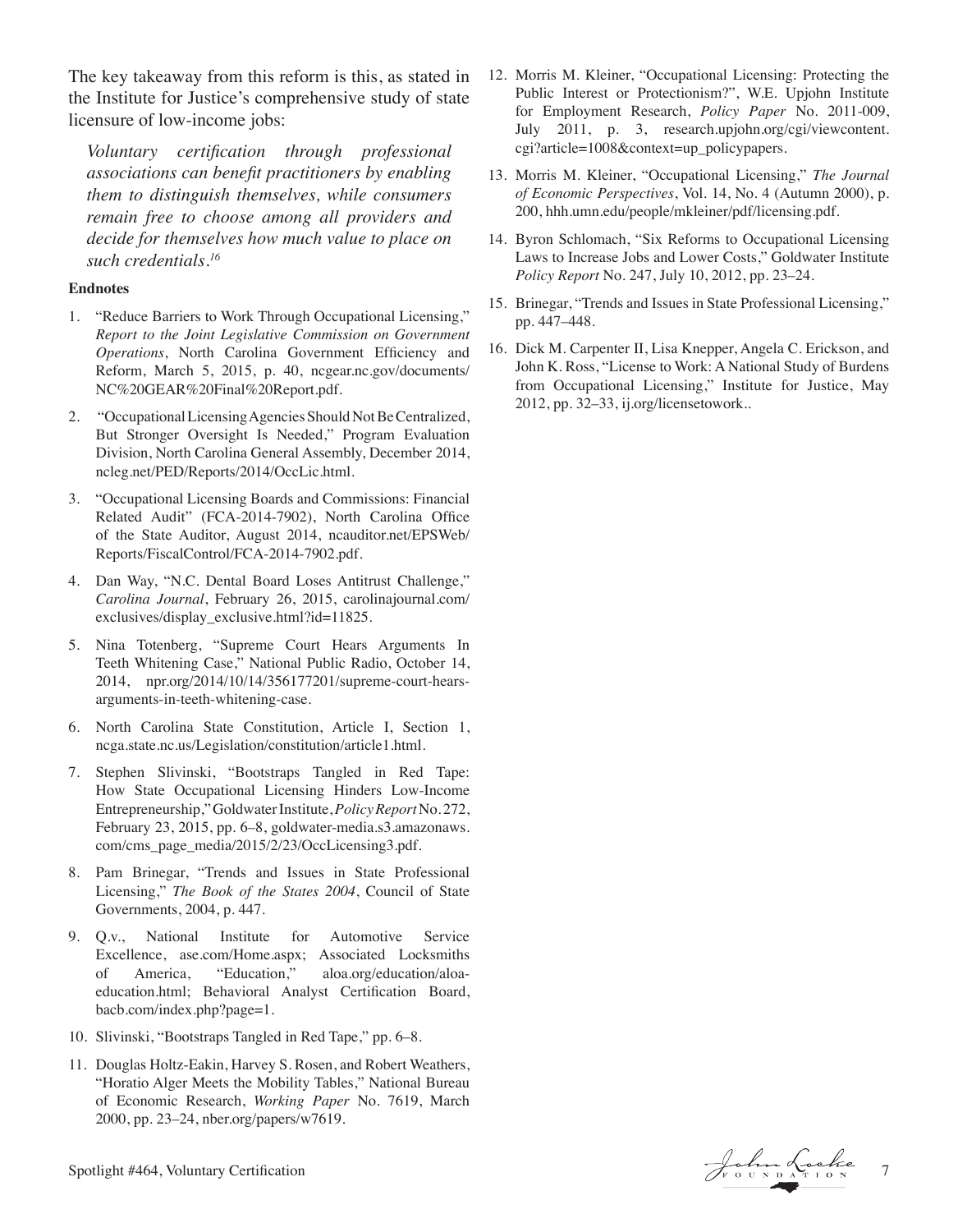The key takeaway from this reform is this, as stated in the Institute for Justice's comprehensive study of state licensure of low-income jobs:

> *Voluntary certification through professional associations can benefit practitioners by enabling them to distinguish themselves, while consumers remain free to choose among all providers and decide for themselves how much value to place on such credentials.*[16]

**Endnotes**

1. "Reduce Barriers to Work Through Occupational Licensing," *Report to the Joint Legislative Commission on Government Operations*, North Carolina Government Efficiency and Reform, March 5, 2015, p. 40, ncgear.nc.gov/documents/NC%20GEAR%20Final%20Report.pdf.
2. "Occupational Licensing Agencies Should Not Be Centralized, But Stronger Oversight Is Needed," Program Evaluation Division, North Carolina General Assembly, December 2014, ncleg.net/PED/Reports/2014/OccLic.html.
3. "Occupational Licensing Boards and Commissions: Financial Related Audit" (FCA-2014-7902), North Carolina Office of the State Auditor, August 2014, ncauditor.net/EPSWeb/Reports/FiscalControl/FCA-2014-7902.pdf.
4. Dan Way, "N.C. Dental Board Loses Antitrust Challenge," *Carolina Journal*, February 26, 2015, carolinajournal.com/exclusives/display_exclusive.html?id=11825.
5. Nina Totenberg, "Supreme Court Hears Arguments In Teeth Whitening Case," National Public Radio, October 14, 2014, npr.org/2014/10/14/356177201/supreme-court-hears-arguments-in-teeth-whitening-case.
6. North Carolina State Constitution, Article I, Section 1, ncga.state.nc.us/Legislation/constitution/article1.html.
7. Stephen Slivinski, "Bootstraps Tangled in Red Tape: How State Occupational Licensing Hinders Low-Income Entrepreneurship," Goldwater Institute, *Policy Report* No. 272, February 23, 2015, pp. 6–8, goldwater-media.s3.amazonaws.com/cms_page_media/2015/2/23/OccLicensing3.pdf.
8. Pam Brinegar, "Trends and Issues in State Professional Licensing," *The Book of the States 2004*, Council of State Governments, 2004, p. 447.
9. Q.v., National Institute for Automotive Service Excellence, ase.com/Home.aspx; Associated Locksmiths of America, "Education," aloa.org/education/aloa-education.html; Behavioral Analyst Certification Board, bacb.com/index.php?page=1.
10. Slivinski, "Bootstraps Tangled in Red Tape," pp. 6–8.
11. Douglas Holtz-Eakin, Harvey S. Rosen, and Robert Weathers, "Horatio Alger Meets the Mobility Tables," National Bureau of Economic Research, *Working Paper* No. 7619, March 2000, pp. 23–24, nber.org/papers/w7619.
12. Morris M. Kleiner, "Occupational Licensing: Protecting the Public Interest or Protectionism?", W.E. Upjohn Institute for Employment Research, *Policy Paper* No. 2011-009, July 2011, p. 3, research.upjohn.org/cgi/viewcontent.cgi?article=1008&context=up_policypapers.
13. Morris M. Kleiner, "Occupational Licensing," *The Journal of Economic Perspectives*, Vol. 14, No. 4 (Autumn 2000), p. 200, hhh.umn.edu/people/mkleiner/pdf/licensing.pdf.
14. Byron Schlomach, "Six Reforms to Occupational Licensing Laws to Increase Jobs and Lower Costs," Goldwater Institute *Policy Report* No. 247, July 10, 2012, pp. 23–24.
15. Brinegar, "Trends and Issues in State Professional Licensing," pp. 447–448.
16. Dick M. Carpenter II, Lisa Knepper, Angela C. Erickson, and John K. Ross, "License to Work: A National Study of Burdens from Occupational Licensing," Institute for Justice, May 2012, pp. 32–33, ij.org/licensetowork..